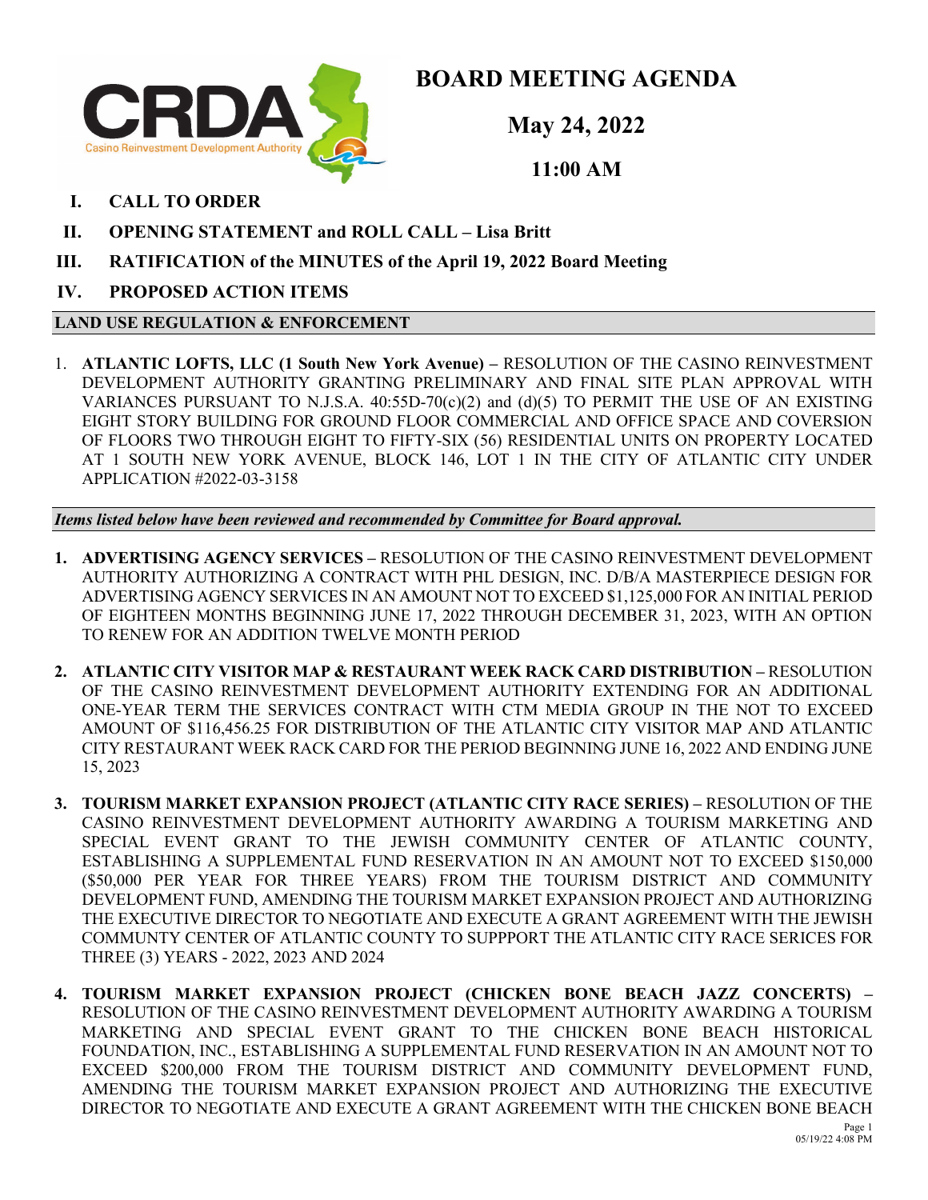# BOARD MEETING AGENDA

## May 24, 2022

## 11:00 AM

**I. CALL TO ORDER**

**II. OPENING STATEMENT and ROLL CALL – Lisa Britt**

**III. RATIFICATION of the MINUTES of the April 19, 2022 Board Meeting**

**IV. PROPOSED ACTION ITEMS**

### LAND USE REGULATION & ENFORCEMENT

1. **ATLANTIC LOFTS, LLC (1 South New York Avenue) –** RESOLUTION OF THE CASINO REINVESTMENT DEVELOPMENT AUTHORITY GRANTING PRELIMINARY AND FINAL SITE PLAN APPROVAL WITH VARIANCES PURSUANT TO N.J.S.A. 40:55D-70(c)(2) and (d)(5) TO PERMIT THE USE OF AN EXISTING EIGHT STORY BUILDING FOR GROUND FLOOR COMMERCIAL AND OFFICE SPACE AND COVERSION OF FLOORS TWO THROUGH EIGHT TO FIFTY-SIX (56) RESIDENTIAL UNITS ON PROPERTY LOCATED AT 1 SOUTH NEW YORK AVENUE, BLOCK 146, LOT 1 IN THE CITY OF ATLANTIC CITY UNDER APPLICATION #2022-03-3158

***Items listed below have been reviewed and recommended by Committee for Board approval.***

1. **ADVERTISING AGENCY SERVICES –** RESOLUTION OF THE CASINO REINVESTMENT DEVELOPMENT AUTHORITY AUTHORIZING A CONTRACT WITH PHL DESIGN, INC. D/B/A MASTERPIECE DESIGN FOR ADVERTISING AGENCY SERVICES IN AN AMOUNT NOT TO EXCEED $1,125,000 FOR AN INITIAL PERIOD OF EIGHTEEN MONTHS BEGINNING JUNE 17, 2022 THROUGH DECEMBER 31, 2023, WITH AN OPTION TO RENEW FOR AN ADDITION TWELVE MONTH PERIOD

2. **ATLANTIC CITY VISITOR MAP & RESTAURANT WEEK RACK CARD DISTRIBUTION –** RESOLUTION OF THE CASINO REINVESTMENT DEVELOPMENT AUTHORITY EXTENDING FOR AN ADDITIONAL ONE-YEAR TERM THE SERVICES CONTRACT WITH CTM MEDIA GROUP IN THE NOT TO EXCEED AMOUNT OF $116,456.25 FOR DISTRIBUTION OF THE ATLANTIC CITY VISITOR MAP AND ATLANTIC CITY RESTAURANT WEEK RACK CARD FOR THE PERIOD BEGINNING JUNE 16, 2022 AND ENDING JUNE 15, 2023

3. **TOURISM MARKET EXPANSION PROJECT (ATLANTIC CITY RACE SERIES) –** RESOLUTION OF THE CASINO REINVESTMENT DEVELOPMENT AUTHORITY AWARDING A TOURISM MARKETING AND SPECIAL EVENT GRANT TO THE JEWISH COMMUNITY CENTER OF ATLANTIC COUNTY, ESTABLISHING A SUPPLEMENTAL FUND RESERVATION IN AN AMOUNT NOT TO EXCEED $150,000 ($50,000 PER YEAR FOR THREE YEARS) FROM THE TOURISM DISTRICT AND COMMUNITY DEVELOPMENT FUND, AMENDING THE TOURISM MARKET EXPANSION PROJECT AND AUTHORIZING THE EXECUTIVE DIRECTOR TO NEGOTIATE AND EXECUTE A GRANT AGREEMENT WITH THE JEWISH COMMUNTY CENTER OF ATLANTIC COUNTY TO SUPPPORT THE ATLANTIC CITY RACE SERICES FOR THREE (3) YEARS - 2022, 2023 AND 2024

4. **TOURISM MARKET EXPANSION PROJECT (CHICKEN BONE BEACH JAZZ CONCERTS) –** RESOLUTION OF THE CASINO REINVESTMENT DEVELOPMENT AUTHORITY AWARDING A TOURISM MARKETING AND SPECIAL EVENT GRANT TO THE CHICKEN BONE BEACH HISTORICAL FOUNDATION, INC., ESTABLISHING A SUPPLEMENTAL FUND RESERVATION IN AN AMOUNT NOT TO EXCEED $200,000 FROM THE TOURISM DISTRICT AND COMMUNITY DEVELOPMENT FUND, AMENDING THE TOURISM MARKET EXPANSION PROJECT AND AUTHORIZING THE EXECUTIVE DIRECTOR TO NEGOTIATE AND EXECUTE A GRANT AGREEMENT WITH THE CHICKEN BONE BEACH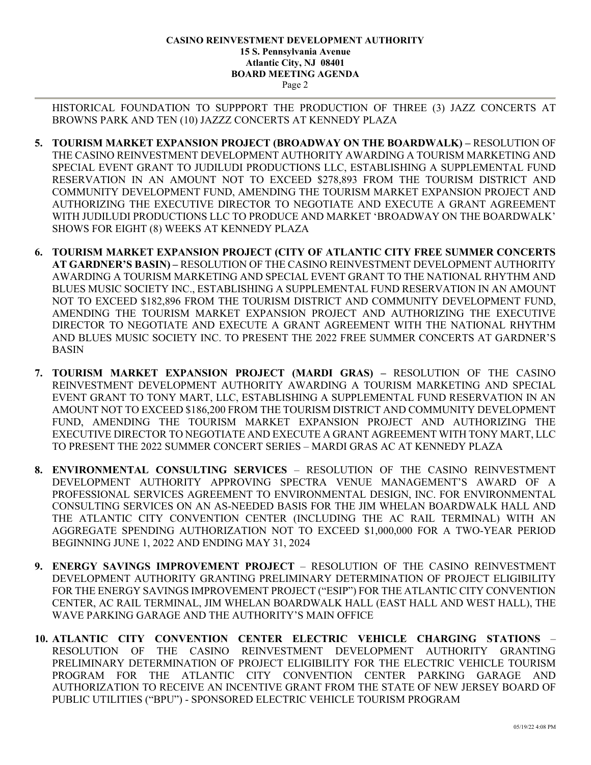HISTORICAL FOUNDATION TO SUPPPORT THE PRODUCTION OF THREE (3) JAZZ CONCERTS AT BROWNS PARK AND TEN (10) JAZZZ CONCERTS AT KENNEDY PLAZA

5. **TOURISM MARKET EXPANSION PROJECT (BROADWAY ON THE BOARDWALK) –** RESOLUTION OF THE CASINO REINVESTMENT DEVELOPMENT AUTHORITY AWARDING A TOURISM MARKETING AND SPECIAL EVENT GRANT TO JUDILUDI PRODUCTIONS LLC, ESTABLISHING A SUPPLEMENTAL FUND RESERVATION IN AN AMOUNT NOT TO EXCEED $278,893 FROM THE TOURISM DISTRICT AND COMMUNITY DEVELOPMENT FUND, AMENDING THE TOURISM MARKET EXPANSION PROJECT AND AUTHORIZING THE EXECUTIVE DIRECTOR TO NEGOTIATE AND EXECUTE A GRANT AGREEMENT WITH JUDILUDI PRODUCTIONS LLC TO PRODUCE AND MARKET 'BROADWAY ON THE BOARDWALK' SHOWS FOR EIGHT (8) WEEKS AT KENNEDY PLAZA

6. **TOURISM MARKET EXPANSION PROJECT (CITY OF ATLANTIC CITY FREE SUMMER CONCERTS AT GARDNER'S BASIN) –** RESOLUTION OF THE CASINO REINVESTMENT DEVELOPMENT AUTHORITY AWARDING A TOURISM MARKETING AND SPECIAL EVENT GRANT TO THE NATIONAL RHYTHM AND BLUES MUSIC SOCIETY INC., ESTABLISHING A SUPPLEMENTAL FUND RESERVATION IN AN AMOUNT NOT TO EXCEED $182,896 FROM THE TOURISM DISTRICT AND COMMUNITY DEVELOPMENT FUND, AMENDING THE TOURISM MARKET EXPANSION PROJECT AND AUTHORIZING THE EXECUTIVE DIRECTOR TO NEGOTIATE AND EXECUTE A GRANT AGREEMENT WITH THE NATIONAL RHYTHM AND BLUES MUSIC SOCIETY INC. TO PRESENT THE 2022 FREE SUMMER CONCERTS AT GARDNER'S BASIN

7. **TOURISM MARKET EXPANSION PROJECT (MARDI GRAS) –** RESOLUTION OF THE CASINO REINVESTMENT DEVELOPMENT AUTHORITY AWARDING A TOURISM MARKETING AND SPECIAL EVENT GRANT TO TONY MART, LLC, ESTABLISHING A SUPPLEMENTAL FUND RESERVATION IN AN AMOUNT NOT TO EXCEED $186,200 FROM THE TOURISM DISTRICT AND COMMUNITY DEVELOPMENT FUND, AMENDING THE TOURISM MARKET EXPANSION PROJECT AND AUTHORIZING THE EXECUTIVE DIRECTOR TO NEGOTIATE AND EXECUTE A GRANT AGREEMENT WITH TONY MART, LLC TO PRESENT THE 2022 SUMMER CONCERT SERIES – MARDI GRAS AC AT KENNEDY PLAZA

8. **ENVIRONMENTAL CONSULTING SERVICES** – RESOLUTION OF THE CASINO REINVESTMENT DEVELOPMENT AUTHORITY APPROVING SPECTRA VENUE MANAGEMENT'S AWARD OF A PROFESSIONAL SERVICES AGREEMENT TO ENVIRONMENTAL DESIGN, INC. FOR ENVIRONMENTAL CONSULTING SERVICES ON AN AS-NEEDED BASIS FOR THE JIM WHELAN BOARDWALK HALL AND THE ATLANTIC CITY CONVENTION CENTER (INCLUDING THE AC RAIL TERMINAL) WITH AN AGGREGATE SPENDING AUTHORIZATION NOT TO EXCEED $1,000,000 FOR A TWO-YEAR PERIOD BEGINNING JUNE 1, 2022 AND ENDING MAY 31, 2024

9. **ENERGY SAVINGS IMPROVEMENT PROJECT** – RESOLUTION OF THE CASINO REINVESTMENT DEVELOPMENT AUTHORITY GRANTING PRELIMINARY DETERMINATION OF PROJECT ELIGIBILITY FOR THE ENERGY SAVINGS IMPROVEMENT PROJECT ("ESIP") FOR THE ATLANTIC CITY CONVENTION CENTER, AC RAIL TERMINAL, JIM WHELAN BOARDWALK HALL (EAST HALL AND WEST HALL), THE WAVE PARKING GARAGE AND THE AUTHORITY'S MAIN OFFICE

10. **ATLANTIC CITY CONVENTION CENTER ELECTRIC VEHICLE CHARGING STATIONS** – RESOLUTION OF THE CASINO REINVESTMENT DEVELOPMENT AUTHORITY GRANTING PRELIMINARY DETERMINATION OF PROJECT ELIGIBILITY FOR THE ELECTRIC VEHICLE TOURISM PROGRAM FOR THE ATLANTIC CITY CONVENTION CENTER PARKING GARAGE AND AUTHORIZATION TO RECEIVE AN INCENTIVE GRANT FROM THE STATE OF NEW JERSEY BOARD OF PUBLIC UTILITIES ("BPU") - SPONSORED ELECTRIC VEHICLE TOURISM PROGRAM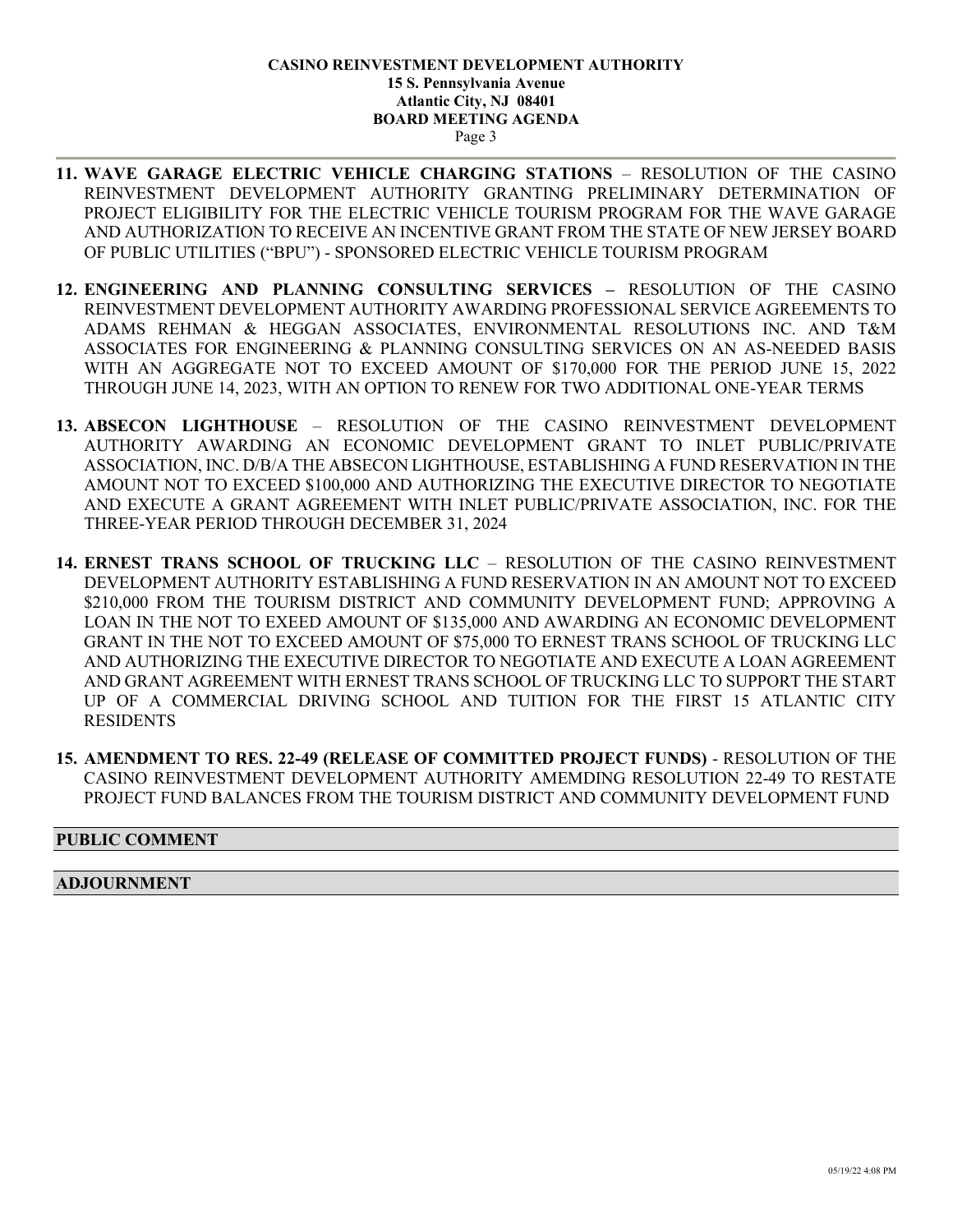11. **WAVE GARAGE ELECTRIC VEHICLE CHARGING STATIONS** – RESOLUTION OF THE CASINO REINVESTMENT DEVELOPMENT AUTHORITY GRANTING PRELIMINARY DETERMINATION OF PROJECT ELIGIBILITY FOR THE ELECTRIC VEHICLE TOURISM PROGRAM FOR THE WAVE GARAGE AND AUTHORIZATION TO RECEIVE AN INCENTIVE GRANT FROM THE STATE OF NEW JERSEY BOARD OF PUBLIC UTILITIES ("BPU") - SPONSORED ELECTRIC VEHICLE TOURISM PROGRAM

12. **ENGINEERING AND PLANNING CONSULTING SERVICES –** RESOLUTION OF THE CASINO REINVESTMENT DEVELOPMENT AUTHORITY AWARDING PROFESSIONAL SERVICE AGREEMENTS TO ADAMS REHMAN & HEGGAN ASSOCIATES, ENVIRONMENTAL RESOLUTIONS INC. AND T&M ASSOCIATES FOR ENGINEERING & PLANNING CONSULTING SERVICES ON AN AS-NEEDED BASIS WITH AN AGGREGATE NOT TO EXCEED AMOUNT OF $170,000 FOR THE PERIOD JUNE 15, 2022 THROUGH JUNE 14, 2023, WITH AN OPTION TO RENEW FOR TWO ADDITIONAL ONE-YEAR TERMS

13. **ABSECON LIGHTHOUSE** – RESOLUTION OF THE CASINO REINVESTMENT DEVELOPMENT AUTHORITY AWARDING AN ECONOMIC DEVELOPMENT GRANT TO INLET PUBLIC/PRIVATE ASSOCIATION, INC. D/B/A THE ABSECON LIGHTHOUSE, ESTABLISHING A FUND RESERVATION IN THE AMOUNT NOT TO EXCEED $100,000 AND AUTHORIZING THE EXECUTIVE DIRECTOR TO NEGOTIATE AND EXECUTE A GRANT AGREEMENT WITH INLET PUBLIC/PRIVATE ASSOCIATION, INC. FOR THE THREE-YEAR PERIOD THROUGH DECEMBER 31, 2024

14. **ERNEST TRANS SCHOOL OF TRUCKING LLC** – RESOLUTION OF THE CASINO REINVESTMENT DEVELOPMENT AUTHORITY ESTABLISHING A FUND RESERVATION IN AN AMOUNT NOT TO EXCEED $210,000 FROM THE TOURISM DISTRICT AND COMMUNITY DEVELOPMENT FUND; APPROVING A LOAN IN THE NOT TO EXEED AMOUNT OF $135,000 AND AWARDING AN ECONOMIC DEVELOPMENT GRANT IN THE NOT TO EXCEED AMOUNT OF $75,000 TO ERNEST TRANS SCHOOL OF TRUCKING LLC AND AUTHORIZING THE EXECUTIVE DIRECTOR TO NEGOTIATE AND EXECUTE A LOAN AGREEMENT AND GRANT AGREEMENT WITH ERNEST TRANS SCHOOL OF TRUCKING LLC TO SUPPORT THE START UP OF A COMMERCIAL DRIVING SCHOOL AND TUITION FOR THE FIRST 15 ATLANTIC CITY RESIDENTS

15. **AMENDMENT TO RES. 22-49 (RELEASE OF COMMITTED PROJECT FUNDS)** - RESOLUTION OF THE CASINO REINVESTMENT DEVELOPMENT AUTHORITY AMEMDING RESOLUTION 22-49 TO RESTATE PROJECT FUND BALANCES FROM THE TOURISM DISTRICT AND COMMUNITY DEVELOPMENT FUND

## PUBLIC COMMENT

## ADJOURNMENT